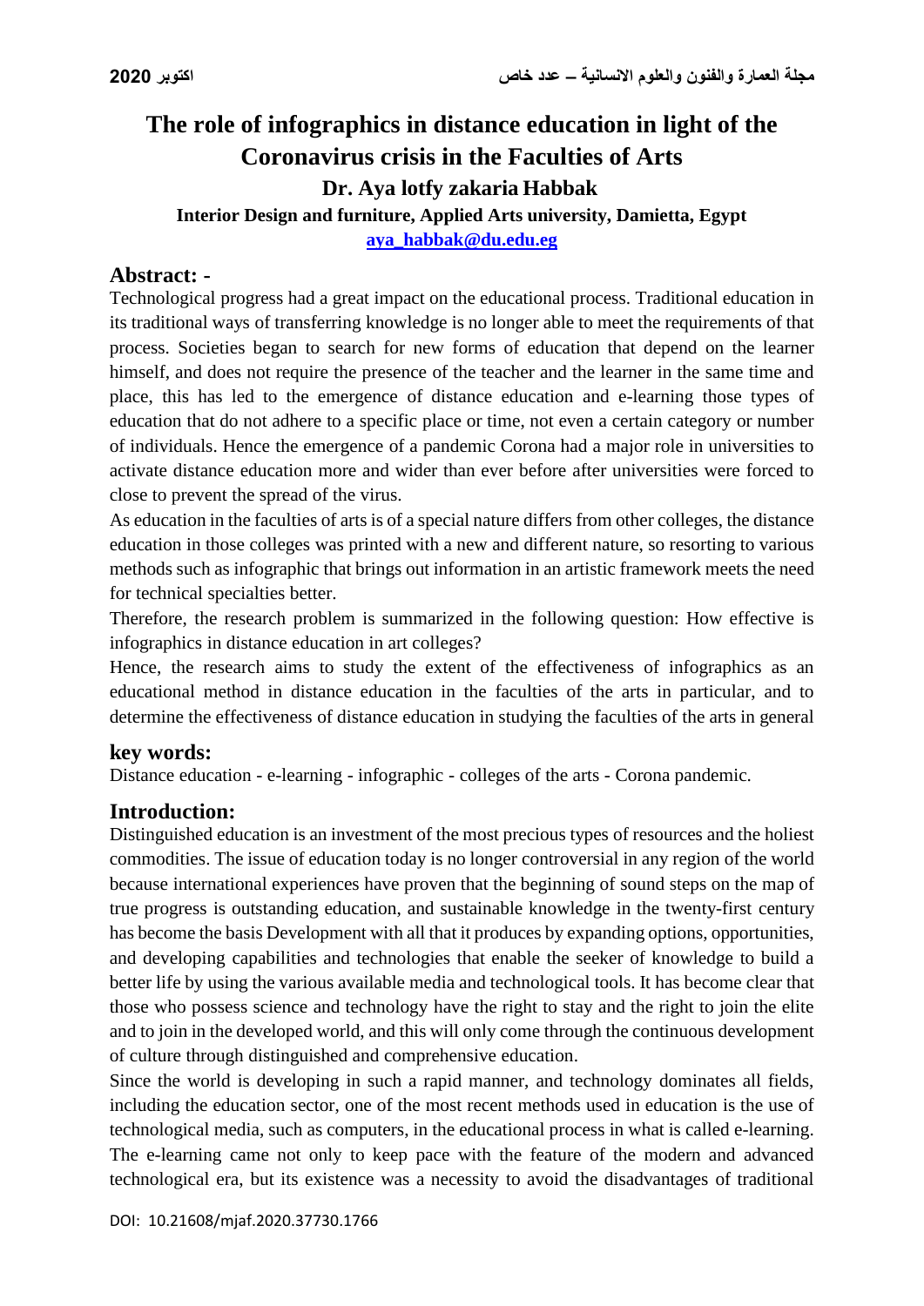# The role of infographics in distance education in light of the Coronavirus crisis in the Faculties of Arts

**Dr. Aya lotfy zakaria Habbak**

**Interior Design and furniture, Applied Arts university, Damietta, Egypt**

**aya_habbak@du.edu.eg**

## Abstract: -

Technological progress had a great impact on the educational process. Traditional education in its traditional ways of transferring knowledge is no longer able to meet the requirements of that process. Societies began to search for new forms of education that depend on the learner himself, and does not require the presence of the teacher and the learner in the same time and place, this has led to the emergence of distance education and e-learning those types of education that do not adhere to a specific place or time, not even a certain category or number of individuals. Hence the emergence of a pandemic Corona had a major role in universities to activate distance education more and wider than ever before after universities were forced to close to prevent the spread of the virus.

As education in the faculties of arts is of a special nature differs from other colleges, the distance education in those colleges was printed with a new and different nature, so resorting to various methods such as infographic that brings out information in an artistic framework meets the need for technical specialties better.

Therefore, the research problem is summarized in the following question: How effective is infographics in distance education in art colleges?

Hence, the research aims to study the extent of the effectiveness of infographics as an educational method in distance education in the faculties of the arts in particular, and to determine the effectiveness of distance education in studying the faculties of the arts in general

## key words:

Distance education - e-learning - infographic - colleges of the arts - Corona pandemic.

## Introduction:

Distinguished education is an investment of the most precious types of resources and the holiest commodities. The issue of education today is no longer controversial in any region of the world because international experiences have proven that the beginning of sound steps on the map of true progress is outstanding education, and sustainable knowledge in the twenty-first century has become the basis Development with all that it produces by expanding options, opportunities, and developing capabilities and technologies that enable the seeker of knowledge to build a better life by using the various available media and technological tools. It has become clear that those who possess science and technology have the right to stay and the right to join the elite and to join in the developed world, and this will only come through the continuous development of culture through distinguished and comprehensive education.

Since the world is developing in such a rapid manner, and technology dominates all fields, including the education sector, one of the most recent methods used in education is the use of technological media, such as computers, in the educational process in what is called e-learning. The e-learning came not only to keep pace with the feature of the modern and advanced technological era, but its existence was a necessity to avoid the disadvantages of traditional

DOI: 10.21608/mjaf.2020.37730.1766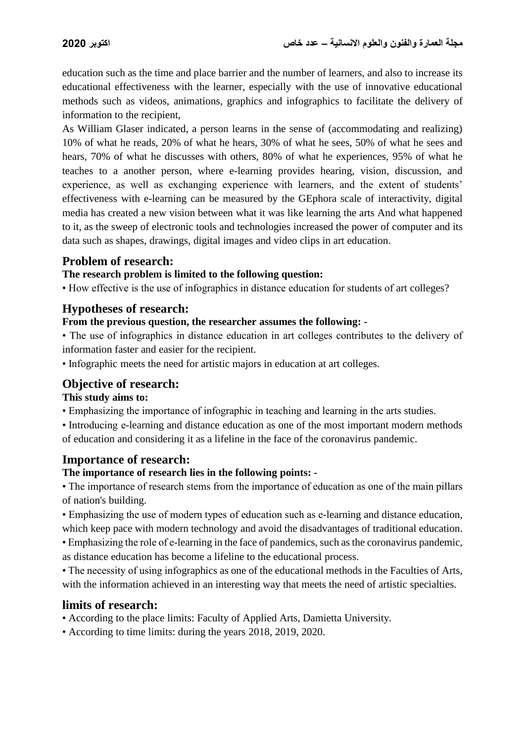education such as the time and place barrier and the number of learners, and also to increase its educational effectiveness with the learner, especially with the use of innovative educational methods such as videos, animations, graphics and infographics to facilitate the delivery of information to the recipient,

As William Glaser indicated, a person learns in the sense of (accommodating and realizing) 10% of what he reads, 20% of what he hears, 30% of what he sees, 50% of what he sees and hears, 70% of what he discusses with others, 80% of what he experiences, 95% of what he teaches to a another person, where e-learning provides hearing, vision, discussion, and experience, as well as exchanging experience with learners, and the extent of students' effectiveness with e-learning can be measured by the GEphora scale of interactivity, digital media has created a new vision between what it was like learning the arts And what happened to it, as the sweep of electronic tools and technologies increased the power of computer and its data such as shapes, drawings, digital images and video clips in art education.

## Problem of research:

**The research problem is limited to the following question:**

• How effective is the use of infographics in distance education for students of art colleges?

## Hypotheses of research:

**From the previous question, the researcher assumes the following: -**

• The use of infographics in distance education in art colleges contributes to the delivery of information faster and easier for the recipient.

• Infographic meets the need for artistic majors in education at art colleges.

## Objective of research:

**This study aims to:**

• Emphasizing the importance of infographic in teaching and learning in the arts studies.

• Introducing e-learning and distance education as one of the most important modern methods of education and considering it as a lifeline in the face of the coronavirus pandemic.

## Importance of research:

**The importance of research lies in the following points: -**

• The importance of research stems from the importance of education as one of the main pillars of nation's building.

• Emphasizing the use of modern types of education such as e-learning and distance education, which keep pace with modern technology and avoid the disadvantages of traditional education.

• Emphasizing the role of e-learning in the face of pandemics, such as the coronavirus pandemic, as distance education has become a lifeline to the educational process.

• The necessity of using infographics as one of the educational methods in the Faculties of Arts, with the information achieved in an interesting way that meets the need of artistic specialties.

## limits of research:

• According to the place limits: Faculty of Applied Arts, Damietta University.

• According to time limits: during the years 2018, 2019, 2020.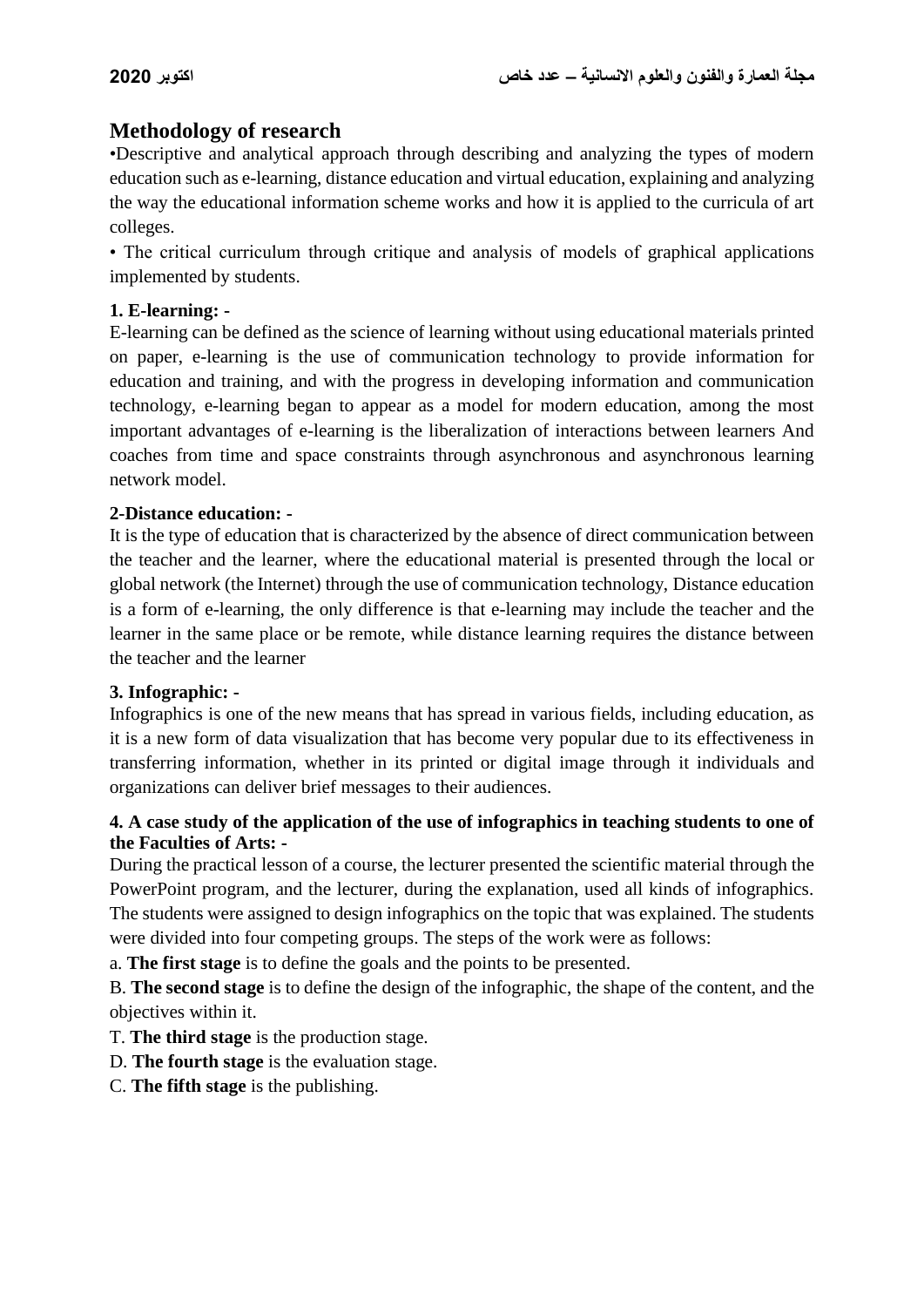## Methodology of research

•Descriptive and analytical approach through describing and analyzing the types of modern education such as e-learning, distance education and virtual education, explaining and analyzing the way the educational information scheme works and how it is applied to the curricula of art colleges.

• The critical curriculum through critique and analysis of models of graphical applications implemented by students.

### 1. E-learning: -

E-learning can be defined as the science of learning without using educational materials printed on paper, e-learning is the use of communication technology to provide information for education and training, and with the progress in developing information and communication technology, e-learning began to appear as a model for modern education, among the most important advantages of e-learning is the liberalization of interactions between learners And coaches from time and space constraints through asynchronous and asynchronous learning network model.

### 2-Distance education: -

It is the type of education that is characterized by the absence of direct communication between the teacher and the learner, where the educational material is presented through the local or global network (the Internet) through the use of communication technology, Distance education is a form of e-learning, the only difference is that e-learning may include the teacher and the learner in the same place or be remote, while distance learning requires the distance between the teacher and the learner

### 3. Infographic: -

Infographics is one of the new means that has spread in various fields, including education, as it is a new form of data visualization that has become very popular due to its effectiveness in transferring information, whether in its printed or digital image through it individuals and organizations can deliver brief messages to their audiences.

### 4. A case study of the application of the use of infographics in teaching students to one of the Faculties of Arts: -

During the practical lesson of a course, the lecturer presented the scientific material through the PowerPoint program, and the lecturer, during the explanation, used all kinds of infographics. The students were assigned to design infographics on the topic that was explained. The students were divided into four competing groups. The steps of the work were as follows:

a. **The first stage** is to define the goals and the points to be presented.

B. **The second stage** is to define the design of the infographic, the shape of the content, and the objectives within it.

T. **The third stage** is the production stage.

D. **The fourth stage** is the evaluation stage.

C. **The fifth stage** is the publishing.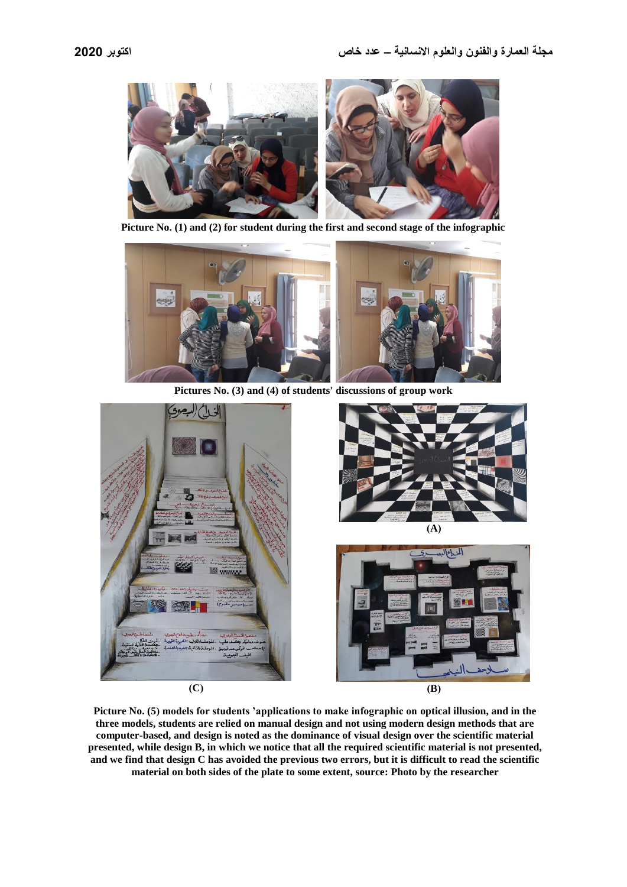Picture No. (1) and (2) for student during the first and second stage of the infographic

Pictures No. (3) and (4) of students' discussions of group work

(A)

(C)

(B)

Picture No. (5) models for students 'applications to make infographic on optical illusion, and in the three models, students are relied on manual design and not using modern design methods that are computer-based, and design is noted as the dominance of visual design over the scientific material presented, while design B, in which we notice that all the required scientific material is not presented, and we find that design C has avoided the previous two errors, but it is difficult to read the scientific material on both sides of the plate to some extent, source: Photo by the researcher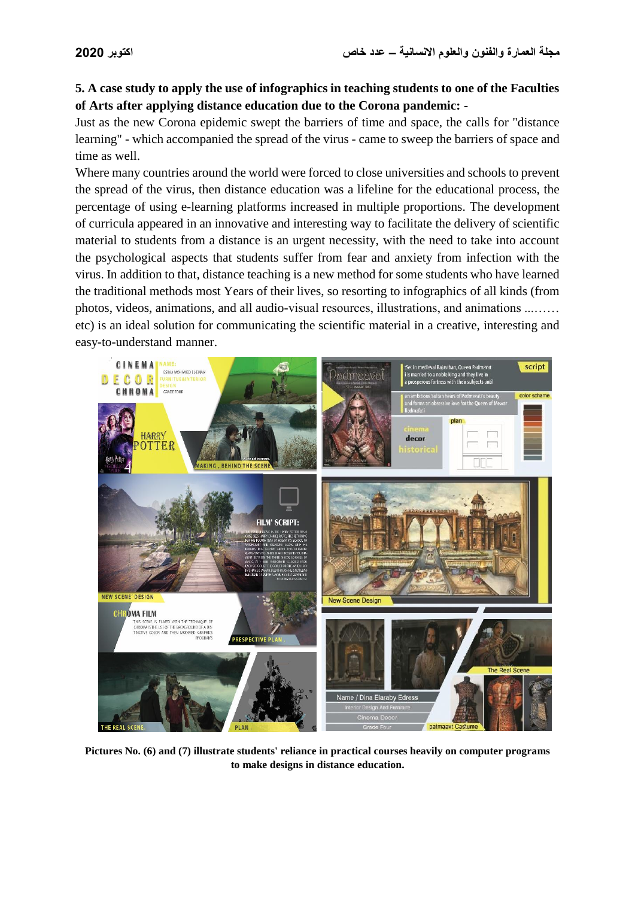**5. A case study to apply the use of infographics in teaching students to one of the Faculties of Arts after applying distance education due to the Corona pandemic: -**

Just as the new Corona epidemic swept the barriers of time and space, the calls for "distance learning" - which accompanied the spread of the virus - came to sweep the barriers of space and time as well.

Where many countries around the world were forced to close universities and schools to prevent the spread of the virus, then distance education was a lifeline for the educational process, the percentage of using e-learning platforms increased in multiple proportions. The development of curricula appeared in an innovative and interesting way to facilitate the delivery of scientific material to students from a distance is an urgent necessity, with the need to take into account the psychological aspects that students suffer from fear and anxiety from infection with the virus. In addition to that, distance teaching is a new method for some students who have learned the traditional methods most Years of their lives, so resorting to infographics of all kinds (from photos, videos, animations, and all audio-visual resources, illustrations, and animations ...…… etc) is an ideal solution for communicating the scientific material in a creative, interesting and easy-to-understand manner.

**Pictures No. (6) and (7) illustrate students' reliance in practical courses heavily on computer programs to make designs in distance education.**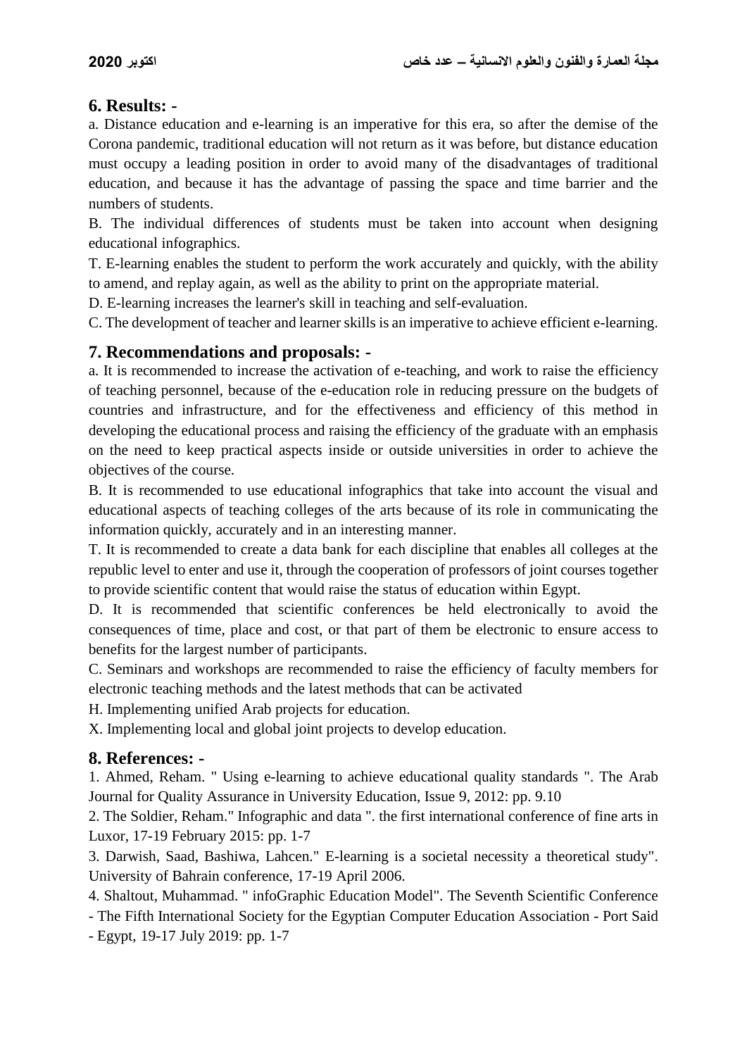## 6. Results: -

a. Distance education and e-learning is an imperative for this era, so after the demise of the Corona pandemic, traditional education will not return as it was before, but distance education must occupy a leading position in order to avoid many of the disadvantages of traditional education, and because it has the advantage of passing the space and time barrier and the numbers of students.

B. The individual differences of students must be taken into account when designing educational infographics.

T. E-learning enables the student to perform the work accurately and quickly, with the ability to amend, and replay again, as well as the ability to print on the appropriate material.

D. E-learning increases the learner's skill in teaching and self-evaluation.

C. The development of teacher and learner skills is an imperative to achieve efficient e-learning.

## 7. Recommendations and proposals: -

a. It is recommended to increase the activation of e-teaching, and work to raise the efficiency of teaching personnel, because of the e-education role in reducing pressure on the budgets of countries and infrastructure, and for the effectiveness and efficiency of this method in developing the educational process and raising the efficiency of the graduate with an emphasis on the need to keep practical aspects inside or outside universities in order to achieve the objectives of the course.

B. It is recommended to use educational infographics that take into account the visual and educational aspects of teaching colleges of the arts because of its role in communicating the information quickly, accurately and in an interesting manner.

T. It is recommended to create a data bank for each discipline that enables all colleges at the republic level to enter and use it, through the cooperation of professors of joint courses together to provide scientific content that would raise the status of education within Egypt.

D. It is recommended that scientific conferences be held electronically to avoid the consequences of time, place and cost, or that part of them be electronic to ensure access to benefits for the largest number of participants.

C. Seminars and workshops are recommended to raise the efficiency of faculty members for electronic teaching methods and the latest methods that can be activated

H. Implementing unified Arab projects for education.

X. Implementing local and global joint projects to develop education.

## 8. References: -

1. Ahmed, Reham. " Using e-learning to achieve educational quality standards ". The Arab Journal for Quality Assurance in University Education, Issue 9, 2012: pp. 9.10
2. The Soldier, Reham." Infographic and data ". the first international conference of fine arts in Luxor, 17-19 February 2015: pp. 1-7
3. Darwish, Saad, Bashiwa, Lahcen." E-learning is a societal necessity a theoretical study". University of Bahrain conference, 17-19 April 2006.
4. Shaltout, Muhammad. " infoGraphic Education Model". The Seventh Scientific Conference - The Fifth International Society for the Egyptian Computer Education Association - Port Said - Egypt, 19-17 July 2019: pp. 1-7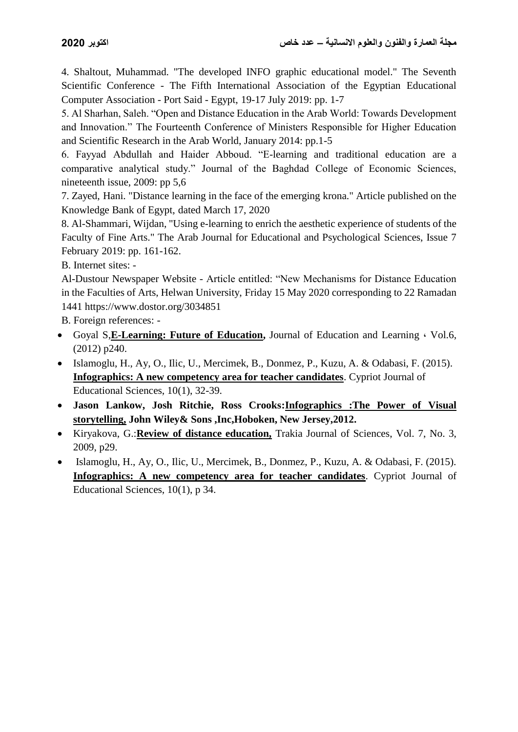4. Shaltout, Muhammad. "The developed INFO graphic educational model." The Seventh Scientific Conference - The Fifth International Association of the Egyptian Educational Computer Association - Port Said - Egypt, 19-17 July 2019: pp. 1-7

5. Al Sharhan, Saleh. "Open and Distance Education in the Arab World: Towards Development and Innovation." The Fourteenth Conference of Ministers Responsible for Higher Education and Scientific Research in the Arab World, January 2014: pp.1-5

6. Fayyad Abdullah and Haider Abboud. "E-learning and traditional education are a comparative analytical study." Journal of the Baghdad College of Economic Sciences, nineteenth issue, 2009: pp 5,6

7. Zayed, Hani. "Distance learning in the face of the emerging krona." Article published on the Knowledge Bank of Egypt, dated March 17, 2020

8. Al-Shammari, Wijdan, "Using e-learning to enrich the aesthetic experience of students of the Faculty of Fine Arts." The Arab Journal for Educational and Psychological Sciences, Issue 7 February 2019: pp. 161-162.

B. Internet sites: -

Al-Dustour Newspaper Website - Article entitled: "New Mechanisms for Distance Education in the Faculties of Arts, Helwan University, Friday 15 May 2020 corresponding to 22 Ramadan 1441 https://www.dostor.org/3034851

B. Foreign references: -

- Goyal S,**E-Learning: Future of Education,** Journal of Education and Learning ، Vol.6, (2012) p240.
- Islamoglu, H., Ay, O., Ilic, U., Mercimek, B., Donmez, P., Kuzu, A. & Odabasi, F. (2015). **Infographics: A new competency area for teacher candidates**. Cypriot Journal of Educational Sciences, 10(1), 32-39.
- **Jason Lankow, Josh Ritchie, Ross Crooks:Infographics :The Power of Visual storytelling, John Wiley& Sons ,Inc,Hoboken, New Jersey,2012.**
- Kiryakova, G.:**Review of distance education,** Trakia Journal of Sciences, Vol. 7, No. 3, 2009, p29.
- Islamoglu, H., Ay, O., Ilic, U., Mercimek, B., Donmez, P., Kuzu, A. & Odabasi, F. (2015). **Infographics: A new competency area for teacher candidates**. Cypriot Journal of Educational Sciences, 10(1), p 34.